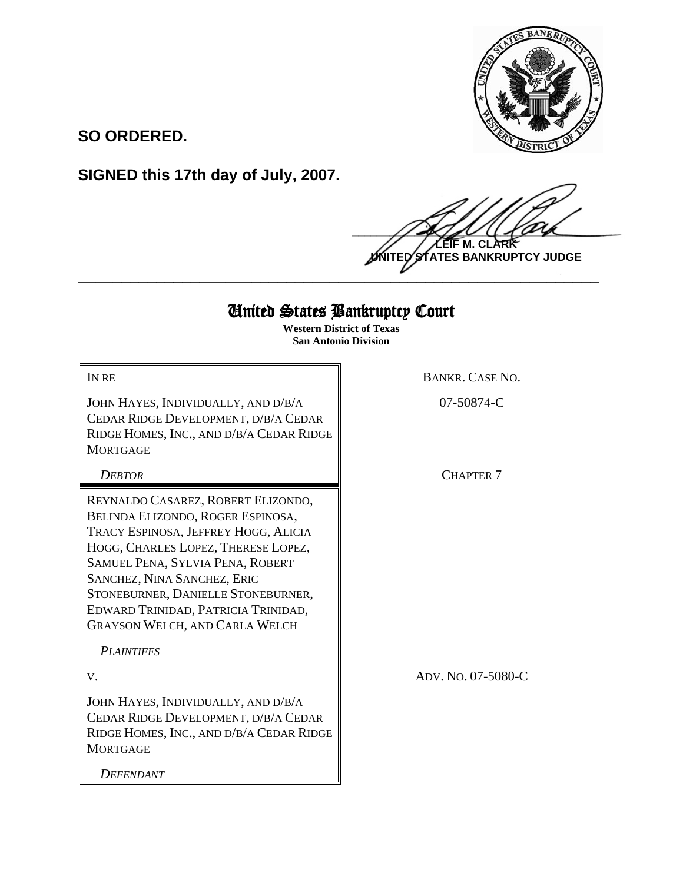**SO ORDERED.**

**SIGNED this 17th day of July, 2007.**

**LEIF M. CLARK**
**UNITED STATES BANKRUPTCY JUDGE**

---

# United States Bankruptcy Court

**Western District of Texas**
**San Antonio Division**

| | |
|---|---|
| IN RE<br><br>JOHN HAYES, INDIVIDUALLY, AND D/B/A CEDAR RIDGE DEVELOPMENT, D/B/A CEDAR RIDGE HOMES, INC., AND D/B/A CEDAR RIDGE MORTGAGE<br><br>*DEBTOR* | BANKR. CASE NO.<br><br>07-50874-C<br><br>CHAPTER 7 |
| REYNALDO CASAREZ, ROBERT ELIZONDO, BELINDA ELIZONDO, ROGER ESPINOSA, TRACY ESPINOSA, JEFFREY HOGG, ALICIA HOGG, CHARLES LOPEZ, THERESE LOPEZ, SAMUEL PENA, SYLVIA PENA, ROBERT SANCHEZ, NINA SANCHEZ, ERIC STONEBURNER, DANIELLE STONEBURNER, EDWARD TRINIDAD, PATRICIA TRINIDAD, GRAYSON WELCH, AND CARLA WELCH<br><br>*PLAINTIFFS*<br><br>V.<br><br>JOHN HAYES, INDIVIDUALLY, AND D/B/A CEDAR RIDGE DEVELOPMENT, D/B/A CEDAR RIDGE HOMES, INC., AND D/B/A CEDAR RIDGE MORTGAGE<br><br>*DEFENDANT* | <br><br><br><br><br><br><br><br>ADV. NO. 07-5080-C |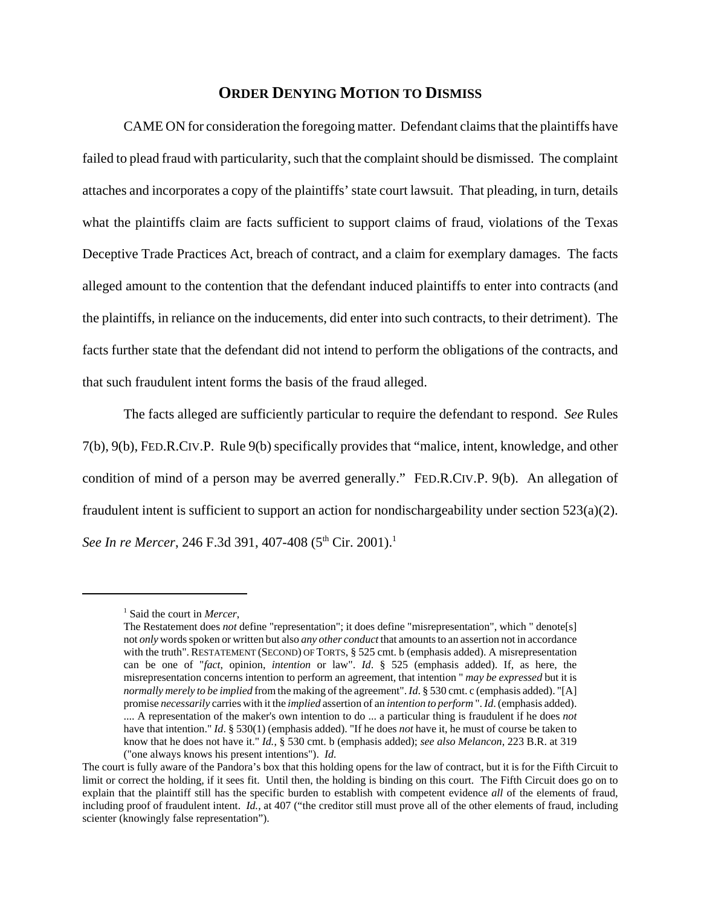# ORDER DENYING MOTION TO DISMISS

CAME ON for consideration the foregoing matter. Defendant claims that the plaintiffs have failed to plead fraud with particularity, such that the complaint should be dismissed. The complaint attaches and incorporates a copy of the plaintiffs' state court lawsuit. That pleading, in turn, details what the plaintiffs claim are facts sufficient to support claims of fraud, violations of the Texas Deceptive Trade Practices Act, breach of contract, and a claim for exemplary damages. The facts alleged amount to the contention that the defendant induced plaintiffs to enter into contracts (and the plaintiffs, in reliance on the inducements, did enter into such contracts, to their detriment). The facts further state that the defendant did not intend to perform the obligations of the contracts, and that such fraudulent intent forms the basis of the fraud alleged.

The facts alleged are sufficiently particular to require the defendant to respond. *See* Rules 7(b), 9(b), FED.R.CIV.P. Rule 9(b) specifically provides that "malice, intent, knowledge, and other condition of mind of a person may be averred generally." FED.R.CIV.P. 9(b). An allegation of fraudulent intent is sufficient to support an action for nondischargeability under section 523(a)(2). *See In re Mercer*, 246 F.3d 391, 407-408 (5th Cir. 2001).[1]

---

[1] Said the court in *Mercer*,

> The Restatement does *not* define "representation"; it does define "misrepresentation", which " denote[s] not *only* words spoken or written but also *any other conduct* that amounts to an assertion not in accordance with the truth". RESTATEMENT (SECOND) OF TORTS, § 525 cmt. b (emphasis added). A misrepresentation can be one of "*fact*, opinion, *intention* or law". *Id*. § 525 (emphasis added). If, as here, the misrepresentation concerns intention to perform an agreement, that intention " *may be expressed* but it is *normally merely to be implied* from the making of the agreement". *Id*. § 530 cmt. c (emphasis added). "[A] promise *necessarily* carries with it the *implied* assertion of an *intention to perform* ". *Id*. (emphasis added). .... A representation of the maker's own intention to do ... a particular thing is fraudulent if he does *not* have that intention." *Id*. § 530(1) (emphasis added). "If he does *not* have it, he must of course be taken to know that he does not have it." *Id.*, § 530 cmt. b (emphasis added); *see also Melancon*, 223 B.R. at 319 ("one always knows his present intentions"). *Id.*

The court is fully aware of the Pandora's box that this holding opens for the law of contract, but it is for the Fifth Circuit to limit or correct the holding, if it sees fit. Until then, the holding is binding on this court. The Fifth Circuit does go on to explain that the plaintiff still has the specific burden to establish with competent evidence *all* of the elements of fraud, including proof of fraudulent intent. *Id.*, at 407 ("the creditor still must prove all of the other elements of fraud, including scienter (knowingly false representation").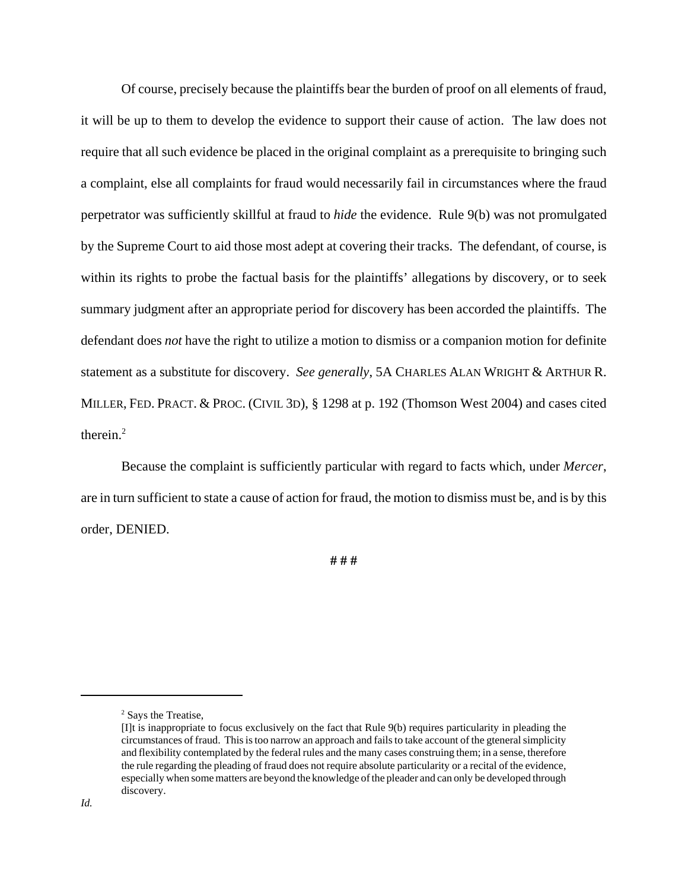Of course, precisely because the plaintiffs bear the burden of proof on all elements of fraud, it will be up to them to develop the evidence to support their cause of action. The law does not require that all such evidence be placed in the original complaint as a prerequisite to bringing such a complaint, else all complaints for fraud would necessarily fail in circumstances where the fraud perpetrator was sufficiently skillful at fraud to *hide* the evidence. Rule 9(b) was not promulgated by the Supreme Court to aid those most adept at covering their tracks. The defendant, of course, is within its rights to probe the factual basis for the plaintiffs' allegations by discovery, or to seek summary judgment after an appropriate period for discovery has been accorded the plaintiffs. The defendant does *not* have the right to utilize a motion to dismiss or a companion motion for definite statement as a substitute for discovery. *See generally*, 5A CHARLES ALAN WRIGHT & ARTHUR R. MILLER, FED. PRACT. & PROC. (CIVIL 3D), § 1298 at p. 192 (Thomson West 2004) and cases cited therein.[2]

Because the complaint is sufficiently particular with regard to facts which, under *Mercer*, are in turn sufficient to state a cause of action for fraud, the motion to dismiss must be, and is by this order, DENIED.

# # #

---

[2] Says the Treatise,

> [I]t is inappropriate to focus exclusively on the fact that Rule 9(b) requires particularity in pleading the circumstances of fraud. This is too narrow an approach and fails to take account of the gteneral simplicity and flexibility contemplated by the federal rules and the many cases construing them; in a sense, therefore the rule regarding the pleading of fraud does not require absolute particularity or a recital of the evidence, especially when some matters are beyond the knowledge of the pleader and can only be developed through discovery.

*Id.*